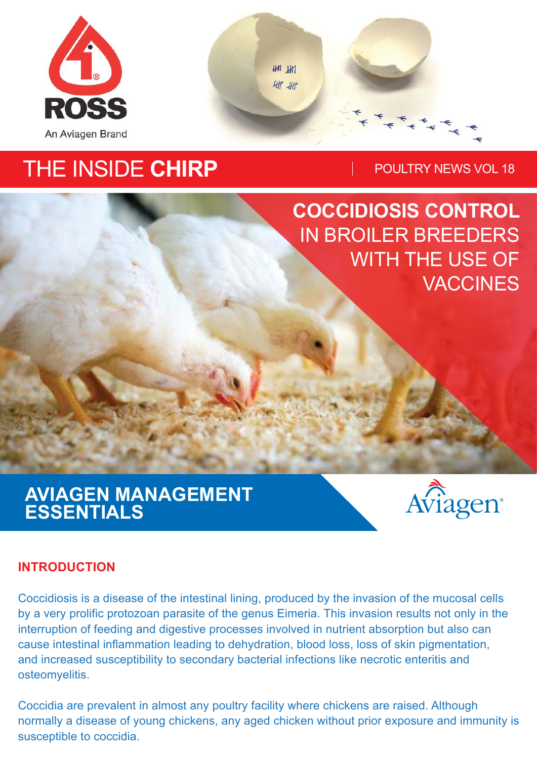ROSS

An Aviagen Brand

# THE INSIDE **CHIRP**

POULTRY NEWS VOL 18

# **COCCIDIOSIS CONTROL** IN BROILER BREEDERS WITH THE USE OF VACCINES

**AVIAGEN MANAGEMENT ESSENTIALS**

Aviagen®

## INTRODUCTION

Coccidiosis is a disease of the intestinal lining, produced by the invasion of the mucosal cells by a very prolific protozoan parasite of the genus Eimeria. This invasion results not only in the interruption of feeding and digestive processes involved in nutrient absorption but also can cause intestinal inflammation leading to dehydration, blood loss, loss of skin pigmentation, and increased susceptibility to secondary bacterial infections like necrotic enteritis and osteomyelitis.

Coccidia are prevalent in almost any poultry facility where chickens are raised. Although normally a disease of young chickens, any aged chicken without prior exposure and immunity is susceptible to coccidia.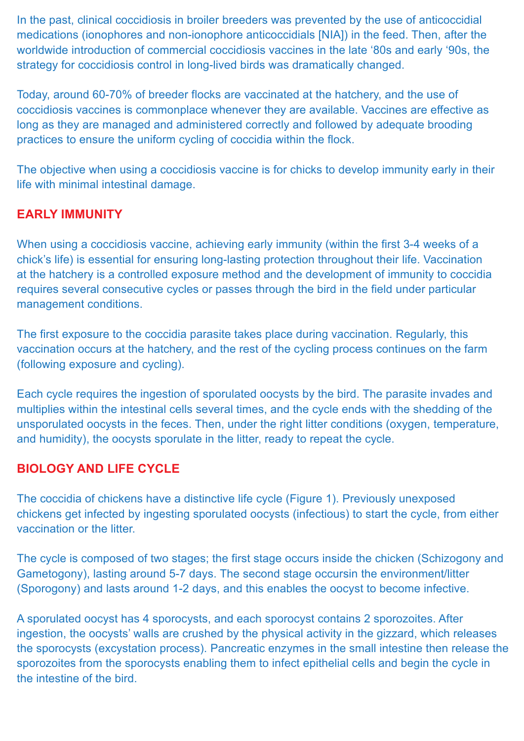In the past, clinical coccidiosis in broiler breeders was prevented by the use of anticoccidial medications (ionophores and non-ionophore anticoccidials [NIA]) in the feed. Then, after the worldwide introduction of commercial coccidiosis vaccines in the late '80s and early '90s, the strategy for coccidiosis control in long-lived birds was dramatically changed.

Today, around 60-70% of breeder flocks are vaccinated at the hatchery, and the use of coccidiosis vaccines is commonplace whenever they are available. Vaccines are effective as long as they are managed and administered correctly and followed by adequate brooding practices to ensure the uniform cycling of coccidia within the flock.

The objective when using a coccidiosis vaccine is for chicks to develop immunity early in their life with minimal intestinal damage.

## EARLY IMMUNITY

When using a coccidiosis vaccine, achieving early immunity (within the first 3-4 weeks of a chick's life) is essential for ensuring long-lasting protection throughout their life. Vaccination at the hatchery is a controlled exposure method and the development of immunity to coccidia requires several consecutive cycles or passes through the bird in the field under particular management conditions.

The first exposure to the coccidia parasite takes place during vaccination. Regularly, this vaccination occurs at the hatchery, and the rest of the cycling process continues on the farm (following exposure and cycling).

Each cycle requires the ingestion of sporulated oocysts by the bird. The parasite invades and multiplies within the intestinal cells several times, and the cycle ends with the shedding of the unsporulated oocysts in the feces. Then, under the right litter conditions (oxygen, temperature, and humidity), the oocysts sporulate in the litter, ready to repeat the cycle.

## BIOLOGY AND LIFE CYCLE

The coccidia of chickens have a distinctive life cycle (Figure 1). Previously unexposed chickens get infected by ingesting sporulated oocysts (infectious) to start the cycle, from either vaccination or the litter.

The cycle is composed of two stages; the first stage occurs inside the chicken (Schizogony and Gametogony), lasting around 5-7 days. The second stage occursin the environment/litter (Sporogony) and lasts around 1-2 days, and this enables the oocyst to become infective.

A sporulated oocyst has 4 sporocysts, and each sporocyst contains 2 sporozoites. After ingestion, the oocysts' walls are crushed by the physical activity in the gizzard, which releases the sporocysts (excystation process). Pancreatic enzymes in the small intestine then release the sporozoites from the sporocysts enabling them to infect epithelial cells and begin the cycle in the intestine of the bird.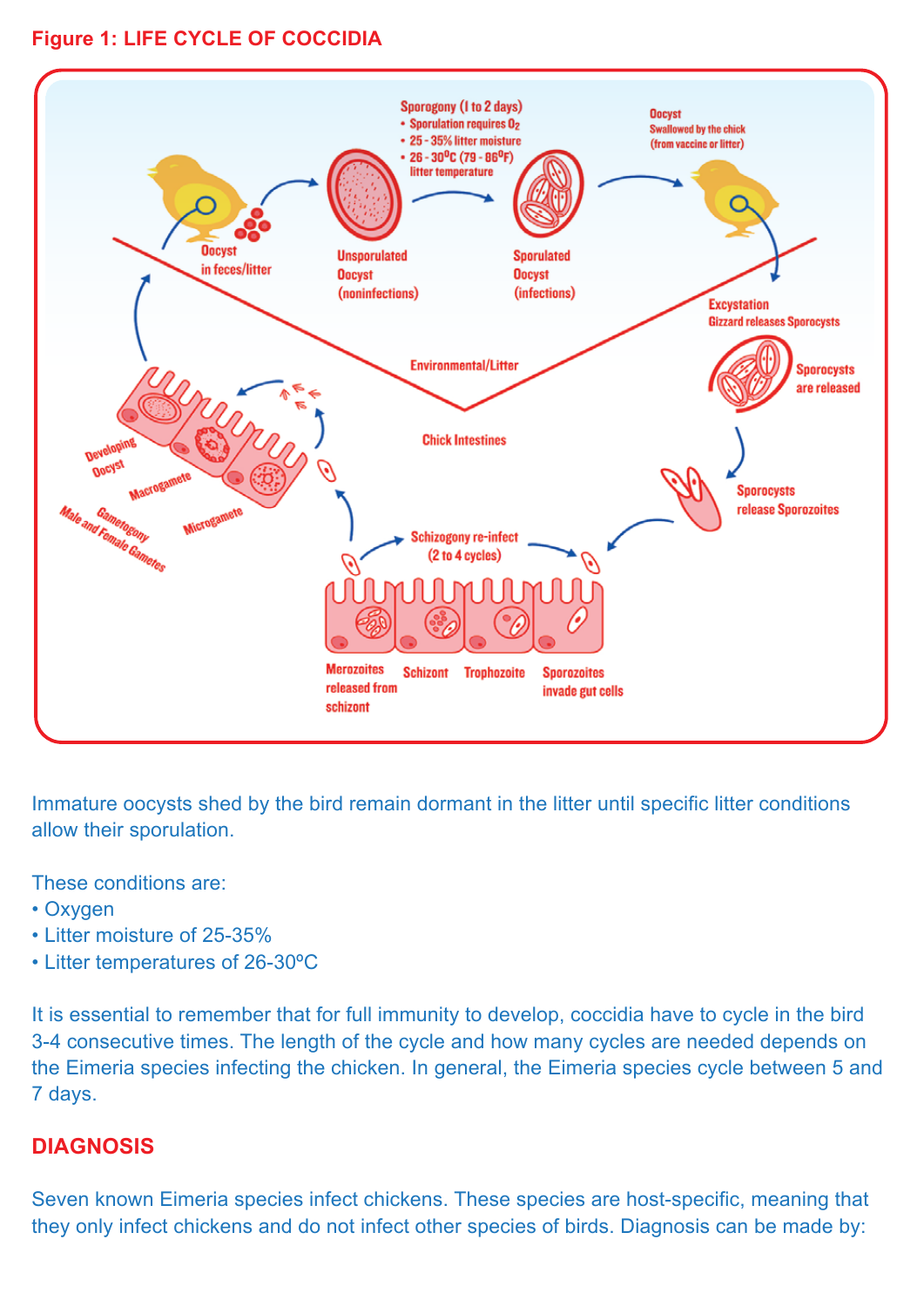**Figure 1: LIFE CYCLE OF COCCIDIA**

Sporogony (1 to 2 days)
- Sporulation requires $O_2$
- 25 - 35% litter moisture
- 26 - 30°C (79 - 86°F) litter temperature

Oocyst in feces/litter

Unsporulated Oocyst (noninfections)

Sporulated Oocyst (infections)

Oocyst Swallowed by the chick (from vaccine or litter)

Excystation Gizzard releases Sporocysts

Sporocysts are released

Environmental/Litter

Chick Intestines

Sporocysts release Sporozoites

Schizogony re-infect (2 to 4 cycles)

Merozoites released from schizont

Schizont

Trophozoite

Sporozoites invade gut cells

Developing Oocyst

Macrogamete

Microgamete

Gametogony Male and Female Gametes

Immature oocysts shed by the bird remain dormant in the litter until specific litter conditions allow their sporulation.

These conditions are:
- Oxygen
- Litter moisture of 25-35%
- Litter temperatures of 26-30ºC

It is essential to remember that for full immunity to develop, coccidia have to cycle in the bird 3-4 consecutive times. The length of the cycle and how many cycles are needed depends on the Eimeria species infecting the chicken. In general, the Eimeria species cycle between 5 and 7 days.

## DIAGNOSIS

Seven known Eimeria species infect chickens. These species are host-specific, meaning that they only infect chickens and do not infect other species of birds. Diagnosis can be made by: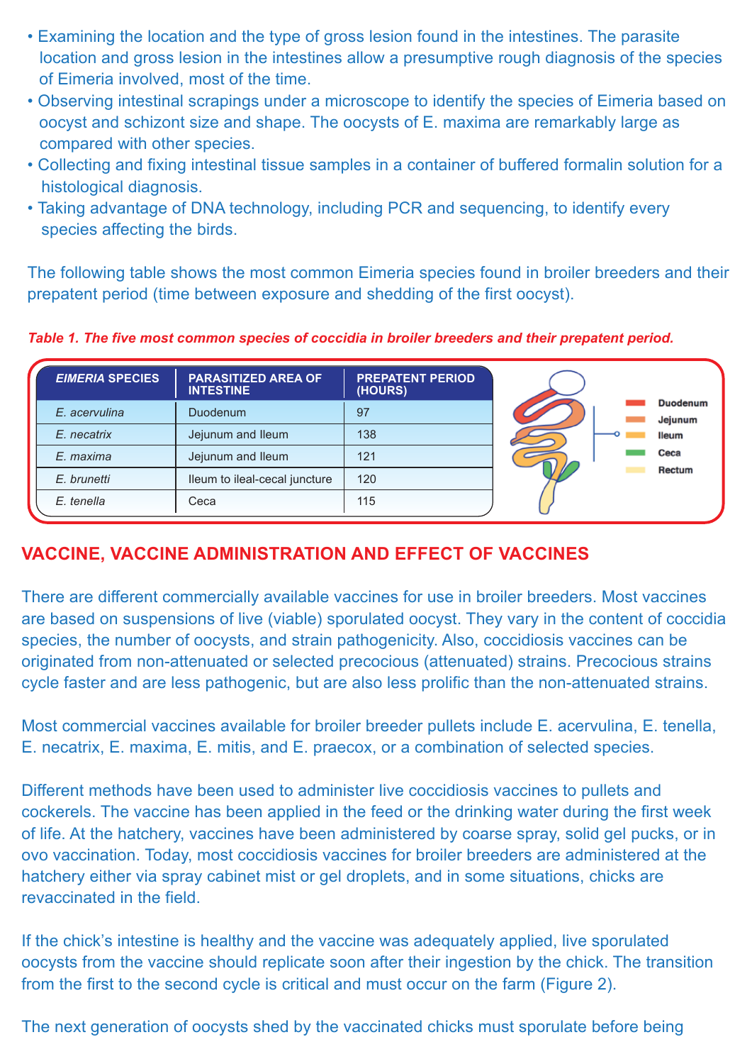- Examining the location and the type of gross lesion found in the intestines. The parasite location and gross lesion in the intestines allow a presumptive rough diagnosis of the species of Eimeria involved, most of the time.
- Observing intestinal scrapings under a microscope to identify the species of Eimeria based on oocyst and schizont size and shape. The oocysts of E. maxima are remarkably large as compared with other species.
- Collecting and fixing intestinal tissue samples in a container of buffered formalin solution for a histological diagnosis.
- Taking advantage of DNA technology, including PCR and sequencing, to identify every species affecting the birds.

The following table shows the most common Eimeria species found in broiler breeders and their prepatent period (time between exposure and shedding of the first oocyst).

*Table 1. The five most common species of coccidia in broiler breeders and their prepatent period.*

| *EIMERIA* SPECIES | PARASITIZED AREA OF INTESTINE | PREPATENT PERIOD (HOURS) |
|---|---|---|
| *E. acervulina* | Duodenum | 97 |
| *E. necatrix* | Jejunum and Ileum | 138 |
| *E. maxima* | Jejunum and Ileum | 121 |
| *E. brunetti* | Ileum to ileal-cecal juncture | 120 |
| *E. tenella* | Ceca | 115 |

Duodenum
Jejunum
Ileum
Ceca
Rectum

## VACCINE, VACCINE ADMINISTRATION AND EFFECT OF VACCINES

There are different commercially available vaccines for use in broiler breeders. Most vaccines are based on suspensions of live (viable) sporulated oocyst. They vary in the content of coccidia species, the number of oocysts, and strain pathogenicity. Also, coccidiosis vaccines can be originated from non-attenuated or selected precocious (attenuated) strains. Precocious strains cycle faster and are less pathogenic, but are also less prolific than the non-attenuated strains.

Most commercial vaccines available for broiler breeder pullets include E. acervulina, E. tenella, E. necatrix, E. maxima, E. mitis, and E. praecox, or a combination of selected species.

Different methods have been used to administer live coccidiosis vaccines to pullets and cockerels. The vaccine has been applied in the feed or the drinking water during the first week of life. At the hatchery, vaccines have been administered by coarse spray, solid gel pucks, or in ovo vaccination. Today, most coccidiosis vaccines for broiler breeders are administered at the hatchery either via spray cabinet mist or gel droplets, and in some situations, chicks are revaccinated in the field.

If the chick's intestine is healthy and the vaccine was adequately applied, live sporulated oocysts from the vaccine should replicate soon after their ingestion by the chick. The transition from the first to the second cycle is critical and must occur on the farm (Figure 2).

The next generation of oocysts shed by the vaccinated chicks must sporulate before being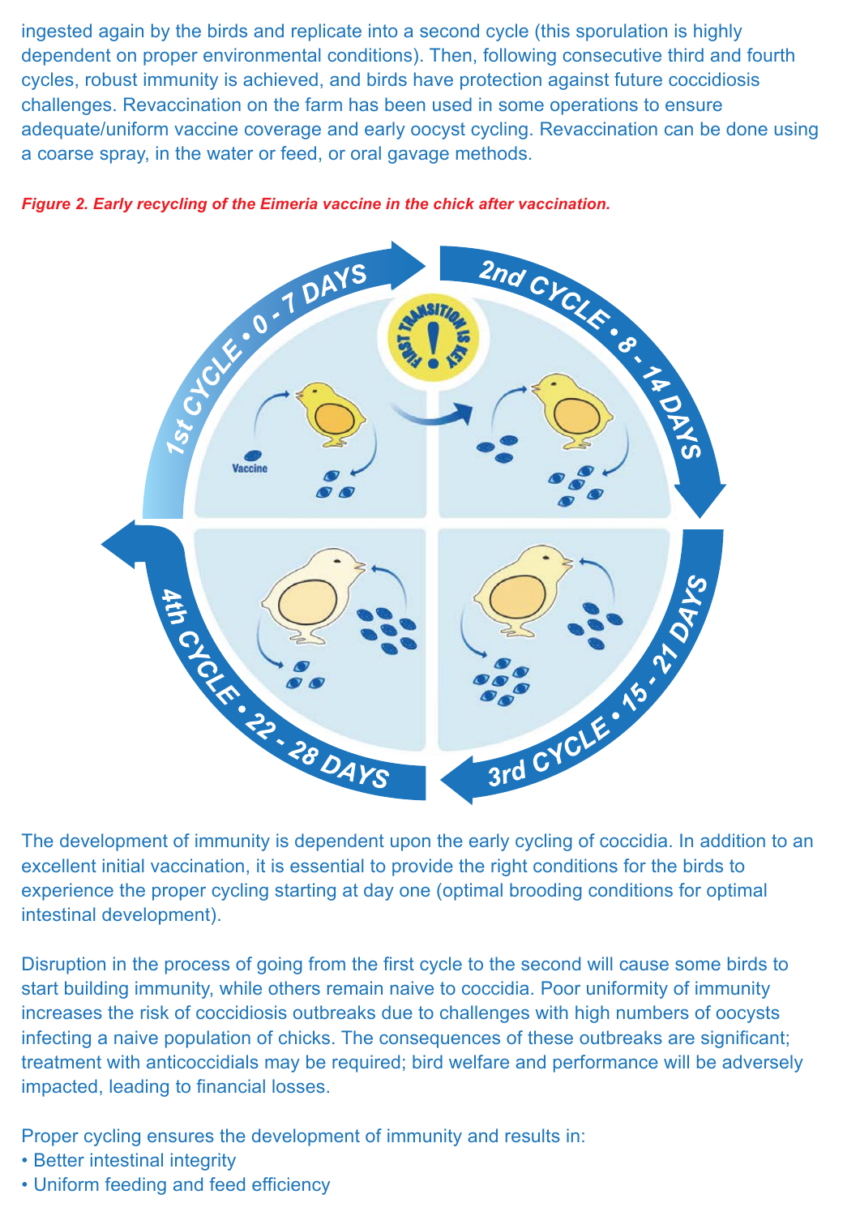ingested again by the birds and replicate into a second cycle (this sporulation is highly dependent on proper environmental conditions). Then, following consecutive third and fourth cycles, robust immunity is achieved, and birds have protection against future coccidiosis challenges. Revaccination on the farm has been used in some operations to ensure adequate/uniform vaccine coverage and early oocyst cycling. Revaccination can be done using a coarse spray, in the water or feed, or oral gavage methods.

***Figure 2. Early recycling of the Eimeria vaccine in the chick after vaccination.***

1st CYCLE • 0 - 7 DAYS

2nd CYCLE • 8 - 14 DAYS

3rd CYCLE • 15 - 21 DAYS

4th CYCLE • 22 - 28 DAYS

FIRST TRANSITION IS KEY

Vaccine

The development of immunity is dependent upon the early cycling of coccidia. In addition to an excellent initial vaccination, it is essential to provide the right conditions for the birds to experience the proper cycling starting at day one (optimal brooding conditions for optimal intestinal development).

Disruption in the process of going from the first cycle to the second will cause some birds to start building immunity, while others remain naive to coccidia. Poor uniformity of immunity increases the risk of coccidiosis outbreaks due to challenges with high numbers of oocysts infecting a naive population of chicks. The consequences of these outbreaks are significant; treatment with anticoccidials may be required; bird welfare and performance will be adversely impacted, leading to financial losses.

Proper cycling ensures the development of immunity and results in:

- Better intestinal integrity
- Uniform feeding and feed efficiency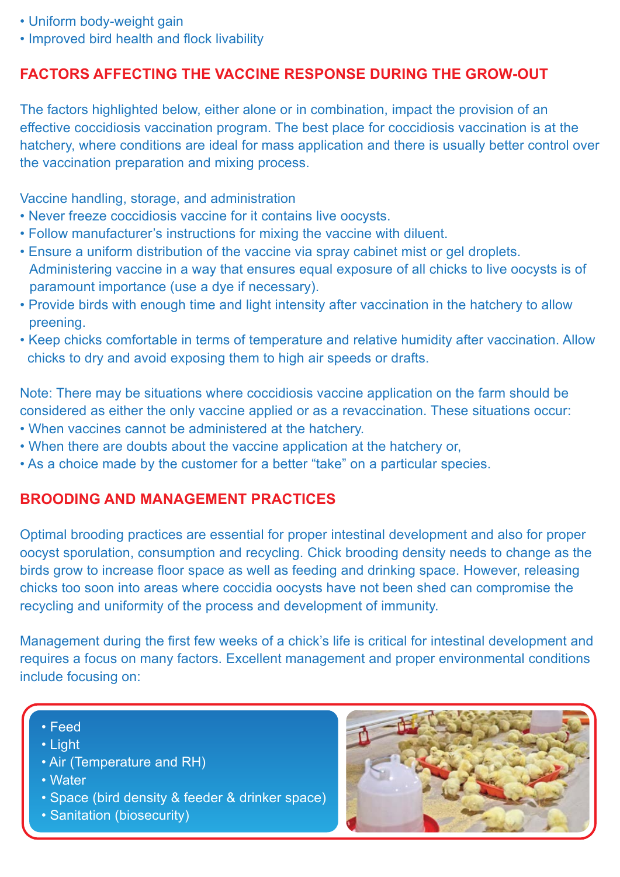- Uniform body-weight gain
- Improved bird health and flock livability

## FACTORS AFFECTING THE VACCINE RESPONSE DURING THE GROW-OUT

The factors highlighted below, either alone or in combination, impact the provision of an effective coccidiosis vaccination program. The best place for coccidiosis vaccination is at the hatchery, where conditions are ideal for mass application and there is usually better control over the vaccination preparation and mixing process.

Vaccine handling, storage, and administration

- Never freeze coccidiosis vaccine for it contains live oocysts.
- Follow manufacturer's instructions for mixing the vaccine with diluent.
- Ensure a uniform distribution of the vaccine via spray cabinet mist or gel droplets. Administering vaccine in a way that ensures equal exposure of all chicks to live oocysts is of paramount importance (use a dye if necessary).
- Provide birds with enough time and light intensity after vaccination in the hatchery to allow preening.
- Keep chicks comfortable in terms of temperature and relative humidity after vaccination. Allow chicks to dry and avoid exposing them to high air speeds or drafts.

Note: There may be situations where coccidiosis vaccine application on the farm should be considered as either the only vaccine applied or as a revaccination. These situations occur:

- When vaccines cannot be administered at the hatchery.
- When there are doubts about the vaccine application at the hatchery or,
- As a choice made by the customer for a better "take" on a particular species.

## BROODING AND MANAGEMENT PRACTICES

Optimal brooding practices are essential for proper intestinal development and also for proper oocyst sporulation, consumption and recycling. Chick brooding density needs to change as the birds grow to increase floor space as well as feeding and drinking space. However, releasing chicks too soon into areas where coccidia oocysts have not been shed can compromise the recycling and uniformity of the process and development of immunity.

Management during the first few weeks of a chick's life is critical for intestinal development and requires a focus on many factors. Excellent management and proper environmental conditions include focusing on:

- Feed
- Light
- Air (Temperature and RH)
- Water
- Space (bird density & feeder & drinker space)
- Sanitation (biosecurity)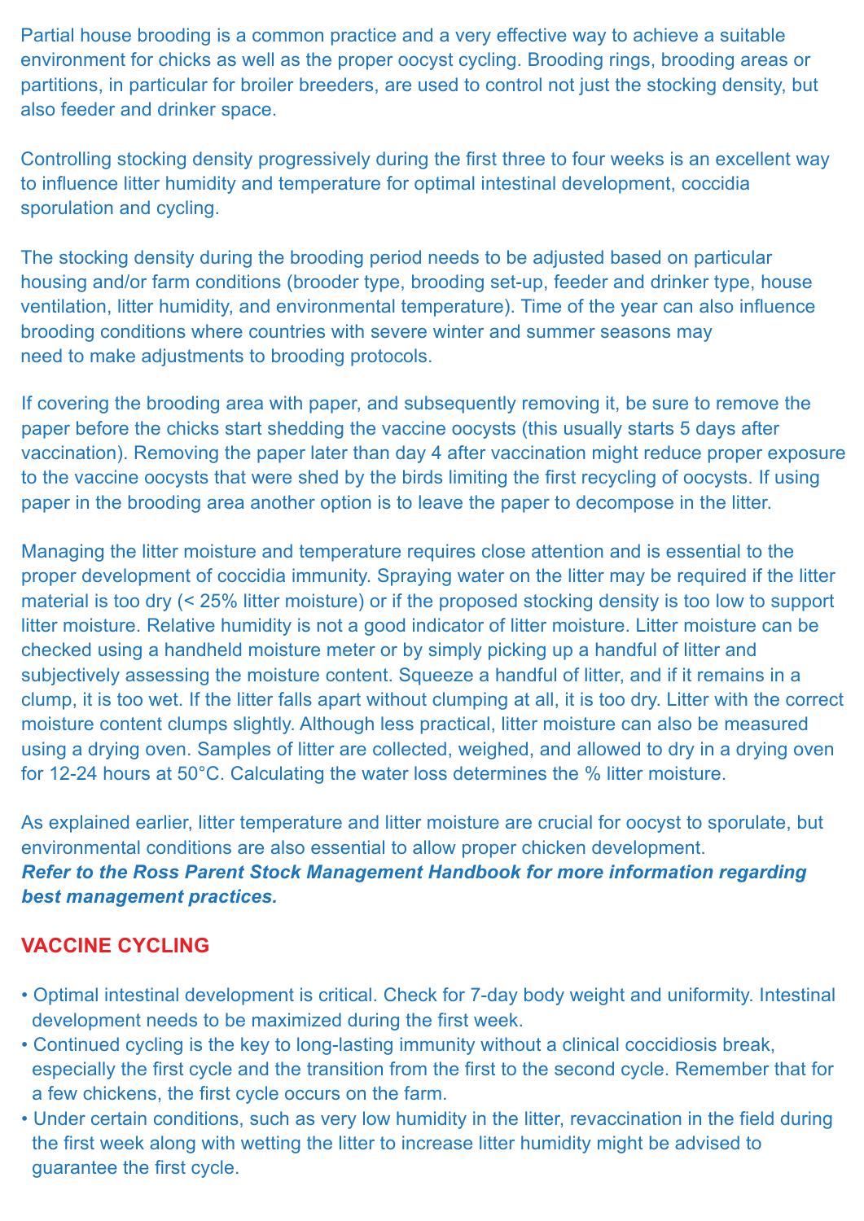Partial house brooding is a common practice and a very effective way to achieve a suitable environment for chicks as well as the proper oocyst cycling. Brooding rings, brooding areas or partitions, in particular for broiler breeders, are used to control not just the stocking density, but also feeder and drinker space.

Controlling stocking density progressively during the first three to four weeks is an excellent way to influence litter humidity and temperature for optimal intestinal development, coccidia sporulation and cycling.

The stocking density during the brooding period needs to be adjusted based on particular housing and/or farm conditions (brooder type, brooding set-up, feeder and drinker type, house ventilation, litter humidity, and environmental temperature). Time of the year can also influence brooding conditions where countries with severe winter and summer seasons may need to make adjustments to brooding protocols.

If covering the brooding area with paper, and subsequently removing it, be sure to remove the paper before the chicks start shedding the vaccine oocysts (this usually starts 5 days after vaccination). Removing the paper later than day 4 after vaccination might reduce proper exposure to the vaccine oocysts that were shed by the birds limiting the first recycling of oocysts. If using paper in the brooding area another option is to leave the paper to decompose in the litter.

Managing the litter moisture and temperature requires close attention and is essential to the proper development of coccidia immunity. Spraying water on the litter may be required if the litter material is too dry (< 25% litter moisture) or if the proposed stocking density is too low to support litter moisture. Relative humidity is not a good indicator of litter moisture. Litter moisture can be checked using a handheld moisture meter or by simply picking up a handful of litter and subjectively assessing the moisture content. Squeeze a handful of litter, and if it remains in a clump, it is too wet. If the litter falls apart without clumping at all, it is too dry. Litter with the correct moisture content clumps slightly. Although less practical, litter moisture can also be measured using a drying oven. Samples of litter are collected, weighed, and allowed to dry in a drying oven for 12-24 hours at 50°C. Calculating the water loss determines the % litter moisture.

As explained earlier, litter temperature and litter moisture are crucial for oocyst to sporulate, but environmental conditions are also essential to allow proper chicken development.
***Refer to the Ross Parent Stock Management Handbook for more information regarding best management practices.***

## VACCINE CYCLING

- Optimal intestinal development is critical. Check for 7-day body weight and uniformity. Intestinal development needs to be maximized during the first week.
- Continued cycling is the key to long-lasting immunity without a clinical coccidiosis break, especially the first cycle and the transition from the first to the second cycle. Remember that for a few chickens, the first cycle occurs on the farm.
- Under certain conditions, such as very low humidity in the litter, revaccination in the field during the first week along with wetting the litter to increase litter humidity might be advised to guarantee the first cycle.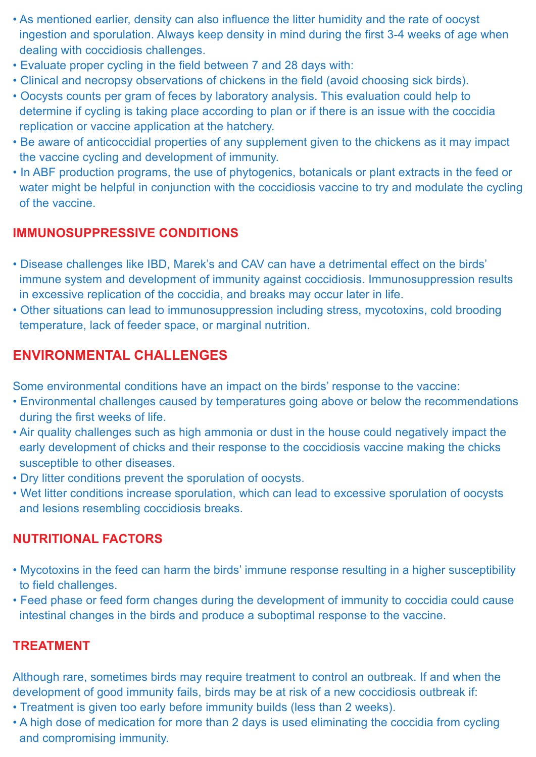- As mentioned earlier, density can also influence the litter humidity and the rate of oocyst ingestion and sporulation. Always keep density in mind during the first 3-4 weeks of age when dealing with coccidiosis challenges.
- Evaluate proper cycling in the field between 7 and 28 days with:
- Clinical and necropsy observations of chickens in the field (avoid choosing sick birds).
- Oocysts counts per gram of feces by laboratory analysis. This evaluation could help to determine if cycling is taking place according to plan or if there is an issue with the coccidia replication or vaccine application at the hatchery.
- Be aware of anticoccidial properties of any supplement given to the chickens as it may impact the vaccine cycling and development of immunity.
- In ABF production programs, the use of phytogenics, botanicals or plant extracts in the feed or water might be helpful in conjunction with the coccidiosis vaccine to try and modulate the cycling of the vaccine.

## IMMUNOSUPPRESSIVE CONDITIONS

- Disease challenges like IBD, Marek's and CAV can have a detrimental effect on the birds' immune system and development of immunity against coccidiosis. Immunosuppression results in excessive replication of the coccidia, and breaks may occur later in life.
- Other situations can lead to immunosuppression including stress, mycotoxins, cold brooding temperature, lack of feeder space, or marginal nutrition.

## ENVIRONMENTAL CHALLENGES

Some environmental conditions have an impact on the birds' response to the vaccine:

- Environmental challenges caused by temperatures going above or below the recommendations during the first weeks of life.
- Air quality challenges such as high ammonia or dust in the house could negatively impact the early development of chicks and their response to the coccidiosis vaccine making the chicks susceptible to other diseases.
- Dry litter conditions prevent the sporulation of oocysts.
- Wet litter conditions increase sporulation, which can lead to excessive sporulation of oocysts and lesions resembling coccidiosis breaks.

## NUTRITIONAL FACTORS

- Mycotoxins in the feed can harm the birds' immune response resulting in a higher susceptibility to field challenges.
- Feed phase or feed form changes during the development of immunity to coccidia could cause intestinal changes in the birds and produce a suboptimal response to the vaccine.

## TREATMENT

Although rare, sometimes birds may require treatment to control an outbreak. If and when the development of good immunity fails, birds may be at risk of a new coccidiosis outbreak if:

- Treatment is given too early before immunity builds (less than 2 weeks).
- A high dose of medication for more than 2 days is used eliminating the coccidia from cycling and compromising immunity.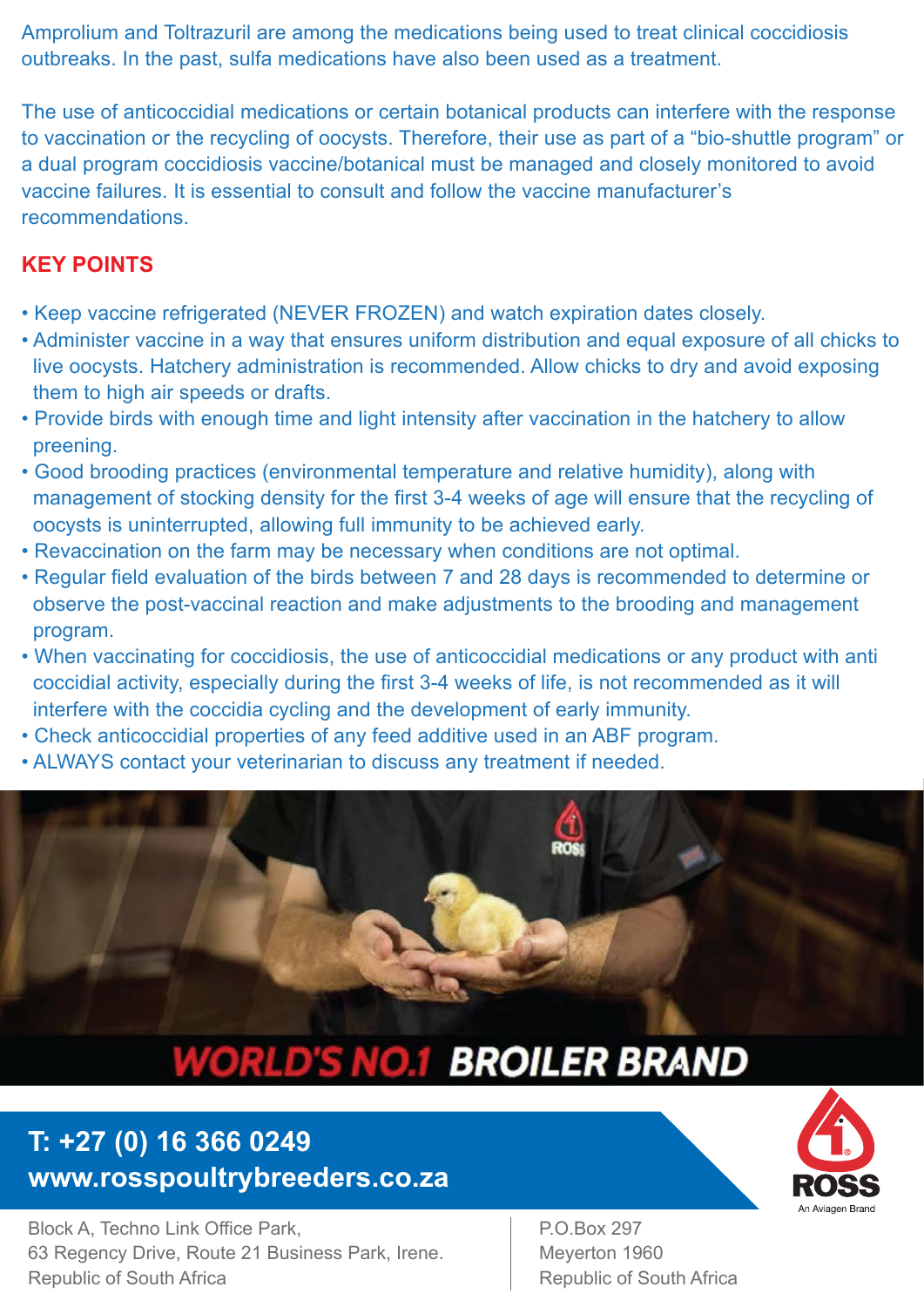Amprolium and Toltrazuril are among the medications being used to treat clinical coccidiosis outbreaks. In the past, sulfa medications have also been used as a treatment.

The use of anticoccidial medications or certain botanical products can interfere with the response to vaccination or the recycling of oocysts. Therefore, their use as part of a "bio-shuttle program" or a dual program coccidiosis vaccine/botanical must be managed and closely monitored to avoid vaccine failures. It is essential to consult and follow the vaccine manufacturer's recommendations.

## KEY POINTS

- Keep vaccine refrigerated (NEVER FROZEN) and watch expiration dates closely.
- Administer vaccine in a way that ensures uniform distribution and equal exposure of all chicks to live oocysts. Hatchery administration is recommended. Allow chicks to dry and avoid exposing them to high air speeds or drafts.
- Provide birds with enough time and light intensity after vaccination in the hatchery to allow preening.
- Good brooding practices (environmental temperature and relative humidity), along with management of stocking density for the first 3-4 weeks of age will ensure that the recycling of oocysts is uninterrupted, allowing full immunity to be achieved early.
- Revaccination on the farm may be necessary when conditions are not optimal.
- Regular field evaluation of the birds between 7 and 28 days is recommended to determine or observe the post-vaccinal reaction and make adjustments to the brooding and management program.
- When vaccinating for coccidiosis, the use of anticoccidial medications or any product with anti coccidial activity, especially during the first 3-4 weeks of life, is not recommended as it will interfere with the coccidia cycling and the development of early immunity.
- Check anticoccidial properties of any feed additive used in an ABF program.
- ALWAYS contact your veterinarian to discuss any treatment if needed.

WORLD'S NO.1 BROILER BRAND

**T: +27 (0) 16 366 0249**
**www.rosspoultrybreeders.co.za**

ROSS
An Aviagen Brand

Block A, Techno Link Office Park,
63 Regency Drive, Route 21 Business Park, Irene.
Republic of South Africa

P.O.Box 297
Meyerton 1960
Republic of South Africa